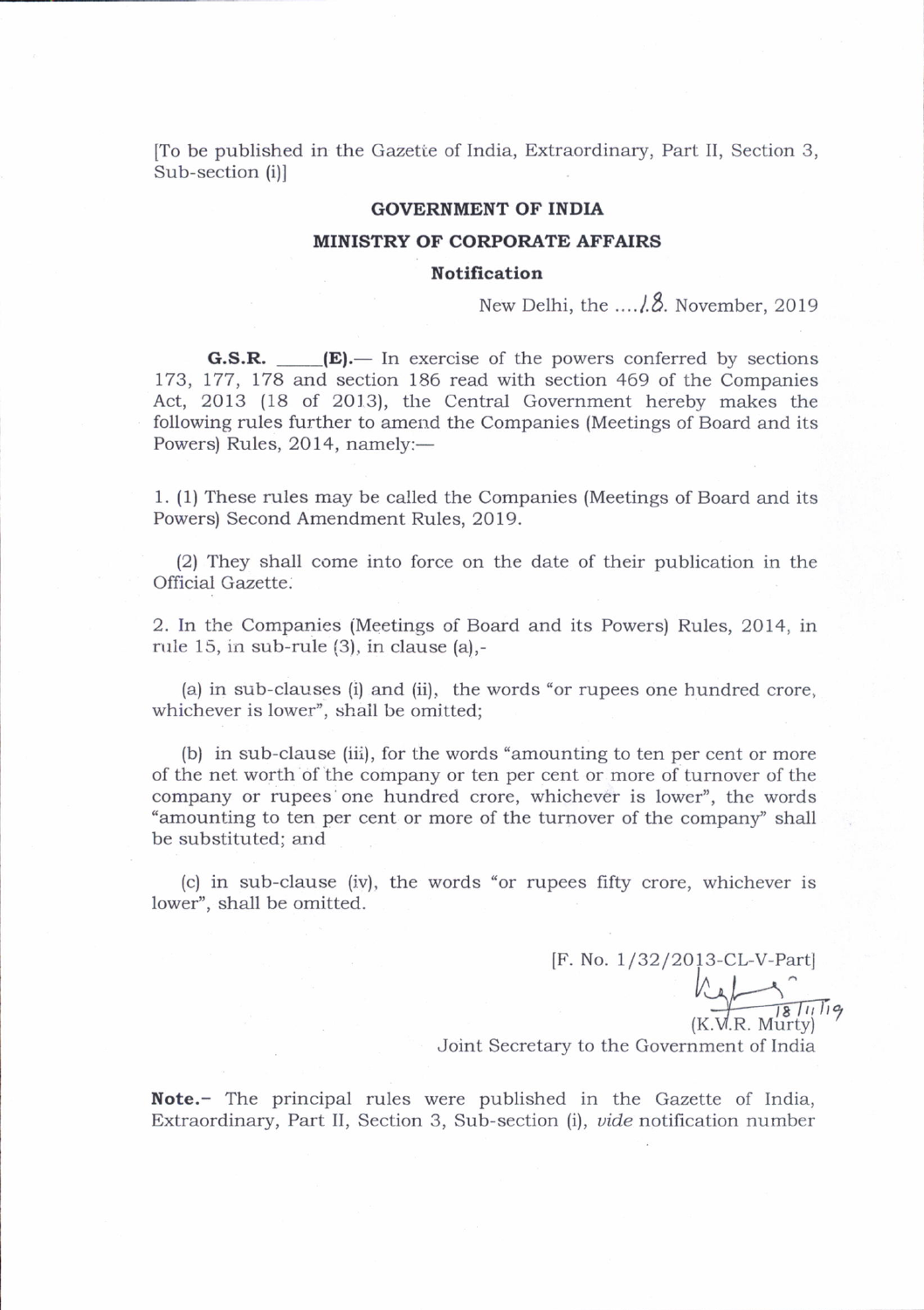[To be published in the Gazette of India, Extraordinary, Part II, Section 3, Sub-section (i)]

## GOVERNMENT OF INDIA

## MINISTRY OF CORPORATE AFFAIRS

### Notification

New Delhi, the ....18. November, 2019

**G.S.R. \_\_\_\_(E).**— In exercise of the powers conferred by sections 173, 177, 178 and section 186 read with section 469 of the Companies Act, 2013 (18 of 2013), the Central Government hereby makes the following rules further to amend the Companies (Meetings of Board and its Powers) Rules, 2014, namely:—

1. (1) These rules may be called the Companies (Meetings of Board and its Powers) Second Amendment Rules, 2019.

(2) They shall come into force on the date of their publication in the Official Gazette.

2. In the Companies (Meetings of Board and its Powers) Rules, 2014, in rule 15, in sub-rule (3), in clause (a),-

(a) in sub-clauses (i) and (ii), the words "or rupees one hundred crore, whichever is lower", shall be omitted;

(b) in sub-clause (iii), for the words "amounting to ten per cent or more of the net worth of the company or ten per cent or more of turnover of the company or rupees one hundred crore, whichever is lower", the words "amounting to ten per cent or more of the turnover of the company" shall be substituted; and

(c) in sub-clause (iv), the words "or rupees fifty crore, whichever is lower", shall be omitted.

[F. No. 1/32/2013-CL-V-Part]

18/11/19

(K.V.R. Murty)

Joint Secretary to the Government of India

**Note.**- The principal rules were published in the Gazette of India, Extraordinary, Part II, Section 3, Sub-section (i), *vide* notification number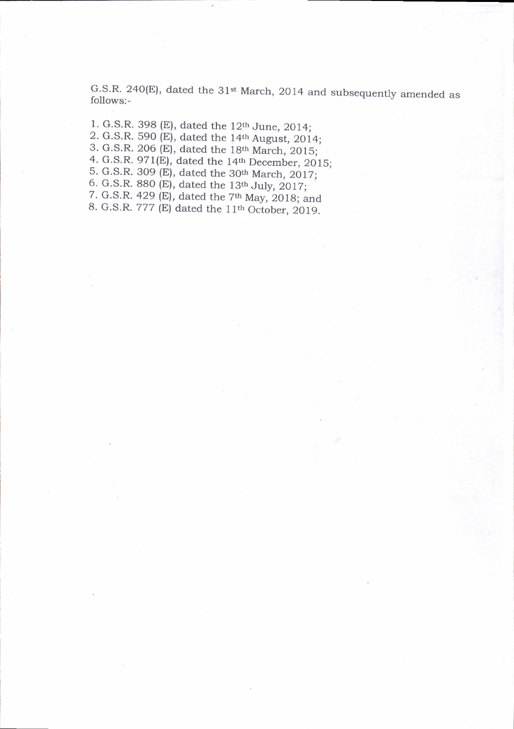G.S.R. 240(E), dated the 31st March, 2014 and subsequently amended as follows:-

1. G.S.R. 398 (E), dated the 12th June, 2014;
2. G.S.R. 590 (E), dated the 14th August, 2014;
3. G.S.R. 206 (E), dated the 18th March, 2015;
4. G.S.R. 971(E), dated the 14th December, 2015;
5. G.S.R. 309 (E), dated the 30th March, 2017;
6. G.S.R. 880 (E), dated the 13th July, 2017;
7. G.S.R. 429 (E), dated the 7th May, 2018; and
8. G.S.R. 777 (E) dated the 11th October, 2019.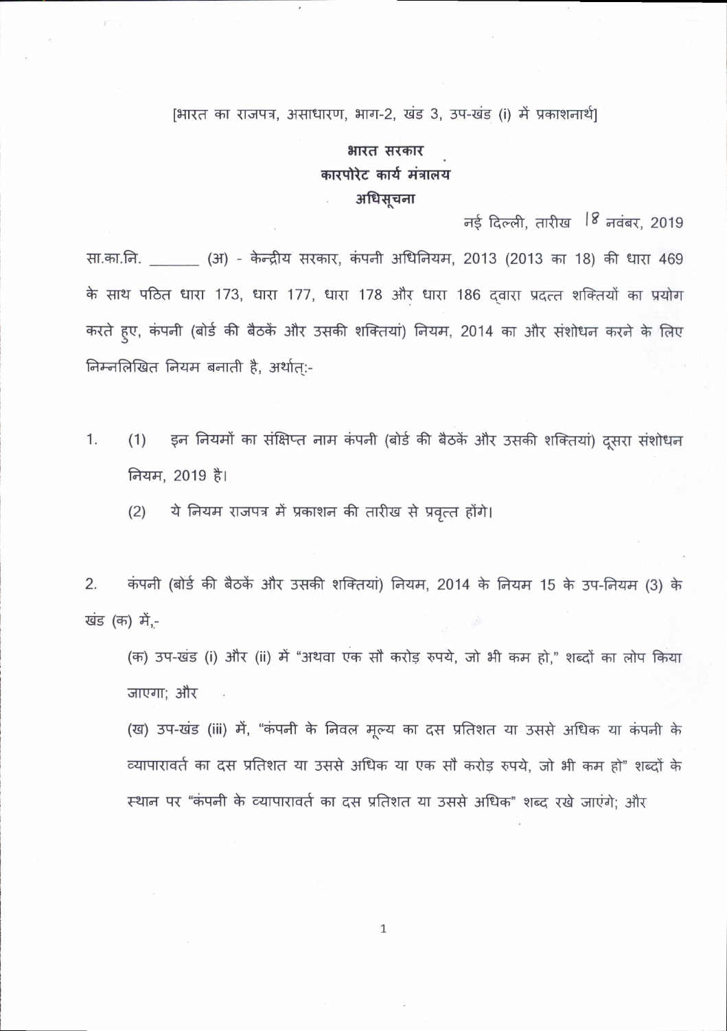[भारत का राजपत्र, असाधारण, भाग-2, खंड 3, उप-खंड (i) में प्रकाशनार्थ]

**भारत सरकार**
**कारपोरेट कार्य मंत्रालय**
**अधिसूचना**

नई दिल्ली, तारीख 18 नवंबर, 2019

सा.का.नि. _______ (अ) - केन्द्रीय सरकार, कंपनी अधिनियम, 2013 (2013 का 18) की धारा 469 के साथ पठित धारा 173, धारा 177, धारा 178 और धारा 186 द्वारा प्रदत्त शक्तियों का प्रयोग करते हुए, कंपनी (बोर्ड की बैठकें और उसकी शक्तियां) नियम, 2014 का और संशोधन करने के लिए निम्नलिखित नियम बनाती है, अर्थात्:-

1. (1) इन नियमों का संक्षिप्त नाम कंपनी (बोर्ड की बैठकें और उसकी शक्तियां) दूसरा संशोधन नियम, 2019 है।

   (2) ये नियम राजपत्र में प्रकाशन की तारीख से प्रवृत्त होंगे।

2. कंपनी (बोर्ड की बैठकें और उसकी शक्तियां) नियम, 2014 के नियम 15 के उप-नियम (3) के खंड (क) में,-

   (क) उप-खंड (i) और (ii) में "अथवा एक सौ करोड़ रुपये, जो भी कम हो," शब्दों का लोप किया जाएगा; और

   (ख) उप-खंड (iii) में, "कंपनी के निवल मूल्य का दस प्रतिशत या उससे अधिक या कंपनी के व्यापारावर्त का दस प्रतिशत या उससे अधिक या एक सौ करोड़ रुपये, जो भी कम हो" शब्दों के स्थान पर "कंपनी के व्यापारावर्त का दस प्रतिशत या उससे अधिक" शब्द रखे जाएंगे; और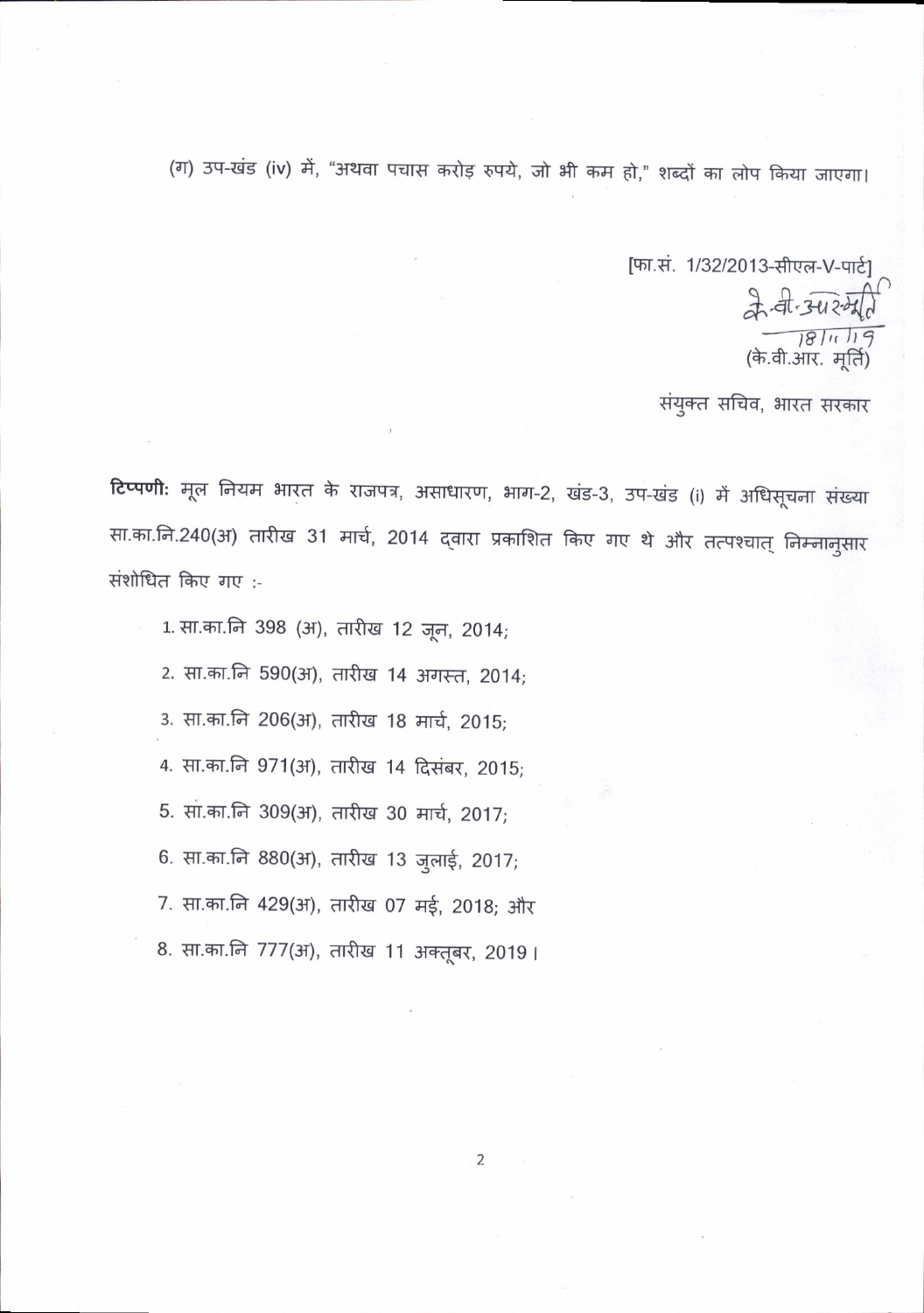(ग) उप-खंड (iv) में, "अथवा पचास करोड़ रुपये, जो भी कम हो," शब्दों का लोप किया जाएगा।

[फा.सं. 1/32/2013-सीएल-V-पार्ट]

(के.वी.आर. मूर्ति)

संयुक्त सचिव, भारत सरकार

**टिप्पणी:** मूल नियम भारत के राजपत्र, असाधारण, भाग-2, खंड-3, उप-खंड (i) में अधिसूचना संख्या सा.का.नि.240(अ) तारीख 31 मार्च, 2014 द्वारा प्रकाशित किए गए थे और तत्पश्चात् निम्नानुसार संशोधित किए गए :-

1. सा.का.नि 398 (अ), तारीख 12 जून, 2014;
2. सा.का.नि 590(अ), तारीख 14 अगस्त, 2014;
3. सा.का.नि 206(अ), तारीख 18 मार्च, 2015;
4. सा.का.नि 971(अ), तारीख 14 दिसंबर, 2015;
5. सा.का.नि 309(अ), तारीख 30 मार्च, 2017;
6. सा.का.नि 880(अ), तारीख 13 जुलाई, 2017;
7. सा.का.नि 429(अ), तारीख 07 मई, 2018; और
8. सा.का.नि 777(अ), तारीख 11 अक्तूबर, 2019।